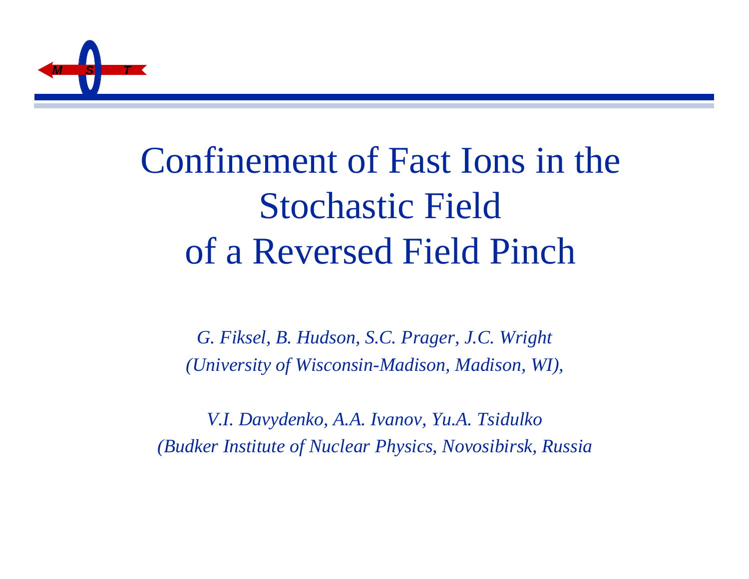# Confinement of Fast Ions in the Stochastic Field of a Reversed Field Pinch

*G. Fiksel, B. Hudson, S.C. Prager, J.C. Wright*
*(University of Wisconsin-Madison, Madison, WI),*

*V.I. Davydenko, A.A. Ivanov, Yu.A. Tsidulko*
*(Budker Institute of Nuclear Physics, Novosibirsk, Russia*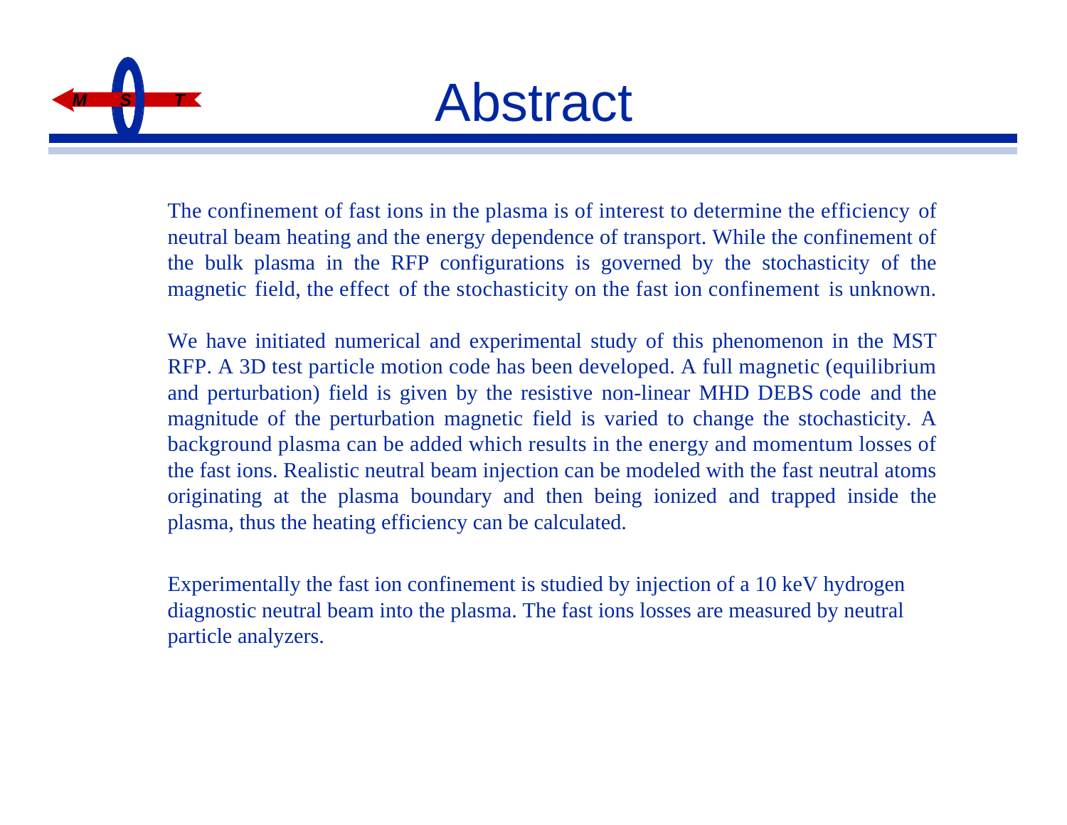# Abstract

The confinement of fast ions in the plasma is of interest to determine the efficiency of neutral beam heating and the energy dependence of transport. While the confinement of the bulk plasma in the RFP configurations is governed by the stochasticity of the magnetic field, the effect of the stochasticity on the fast ion confinement is unknown.

We have initiated numerical and experimental study of this phenomenon in the MST RFP. A 3D test particle motion code has been developed. A full magnetic (equilibrium and perturbation) field is given by the resistive non-linear MHD DEBS code and the magnitude of the perturbation magnetic field is varied to change the stochasticity. A background plasma can be added which results in the energy and momentum losses of the fast ions. Realistic neutral beam injection can be modeled with the fast neutral atoms originating at the plasma boundary and then being ionized and trapped inside the plasma, thus the heating efficiency can be calculated.

Experimentally the fast ion confinement is studied by injection of a 10 keV hydrogen diagnostic neutral beam into the plasma. The fast ions losses are measured by neutral particle analyzers.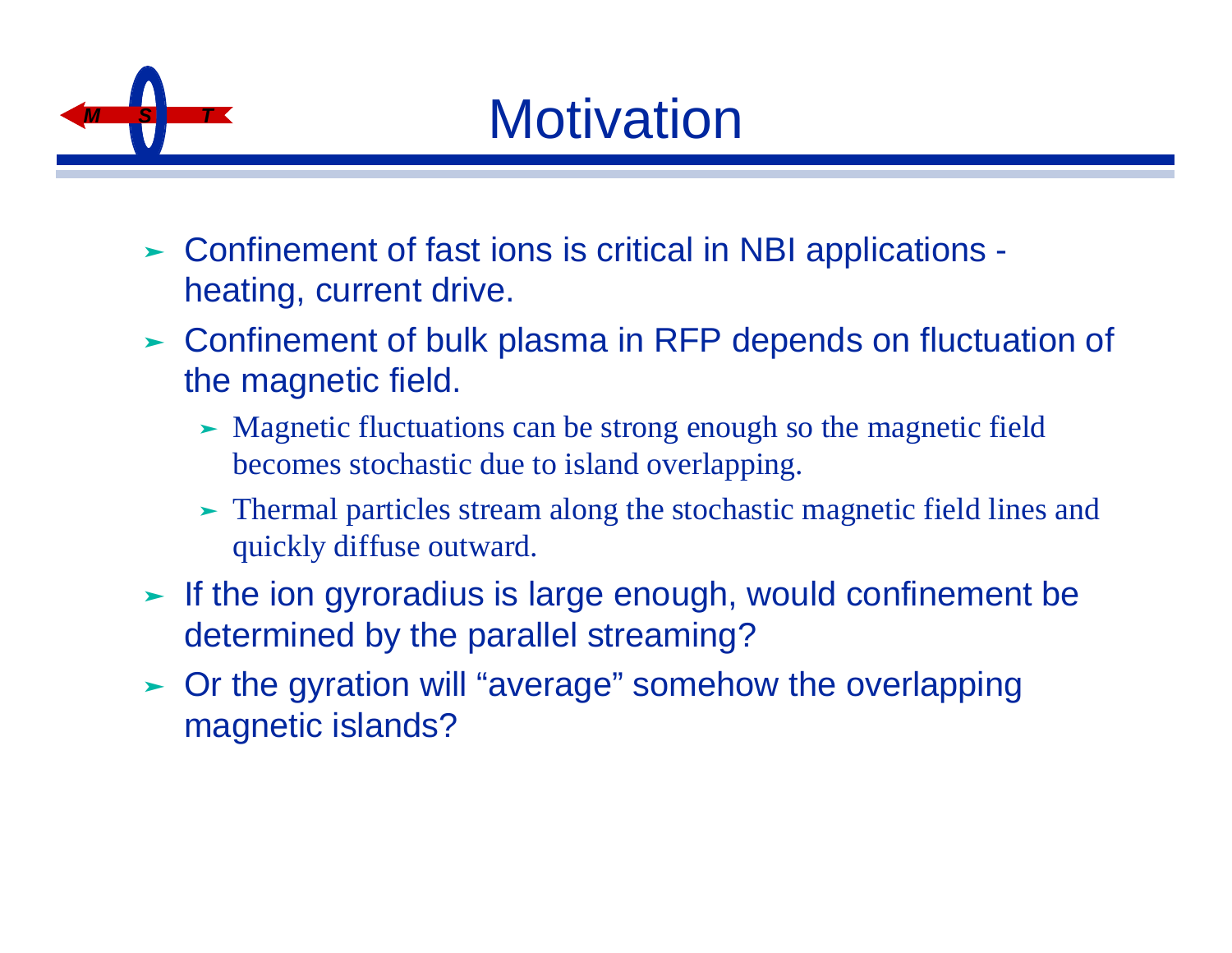# Motivation

- Confinement of fast ions is critical in NBI applications - heating, current drive.
- Confinement of bulk plasma in RFP depends on fluctuation of the magnetic field.
  - Magnetic fluctuations can be strong enough so the magnetic field becomes stochastic due to island overlapping.
  - Thermal particles stream along the stochastic magnetic field lines and quickly diffuse outward.
- If the ion gyroradius is large enough, would confinement be determined by the parallel streaming?
- Or the gyration will "average" somehow the overlapping magnetic islands?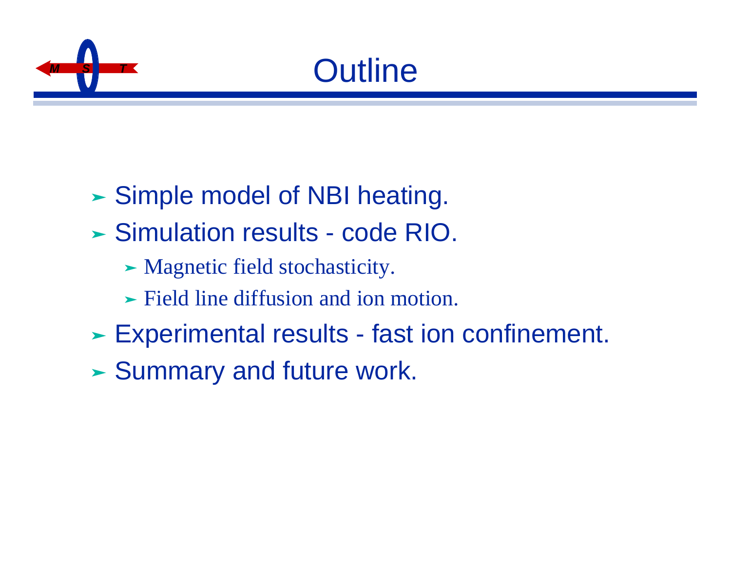# Outline

- Simple model of NBI heating.
- Simulation results - code RIO.
  - Magnetic field stochasticity.
  - Field line diffusion and ion motion.
- Experimental results - fast ion confinement.
- Summary and future work.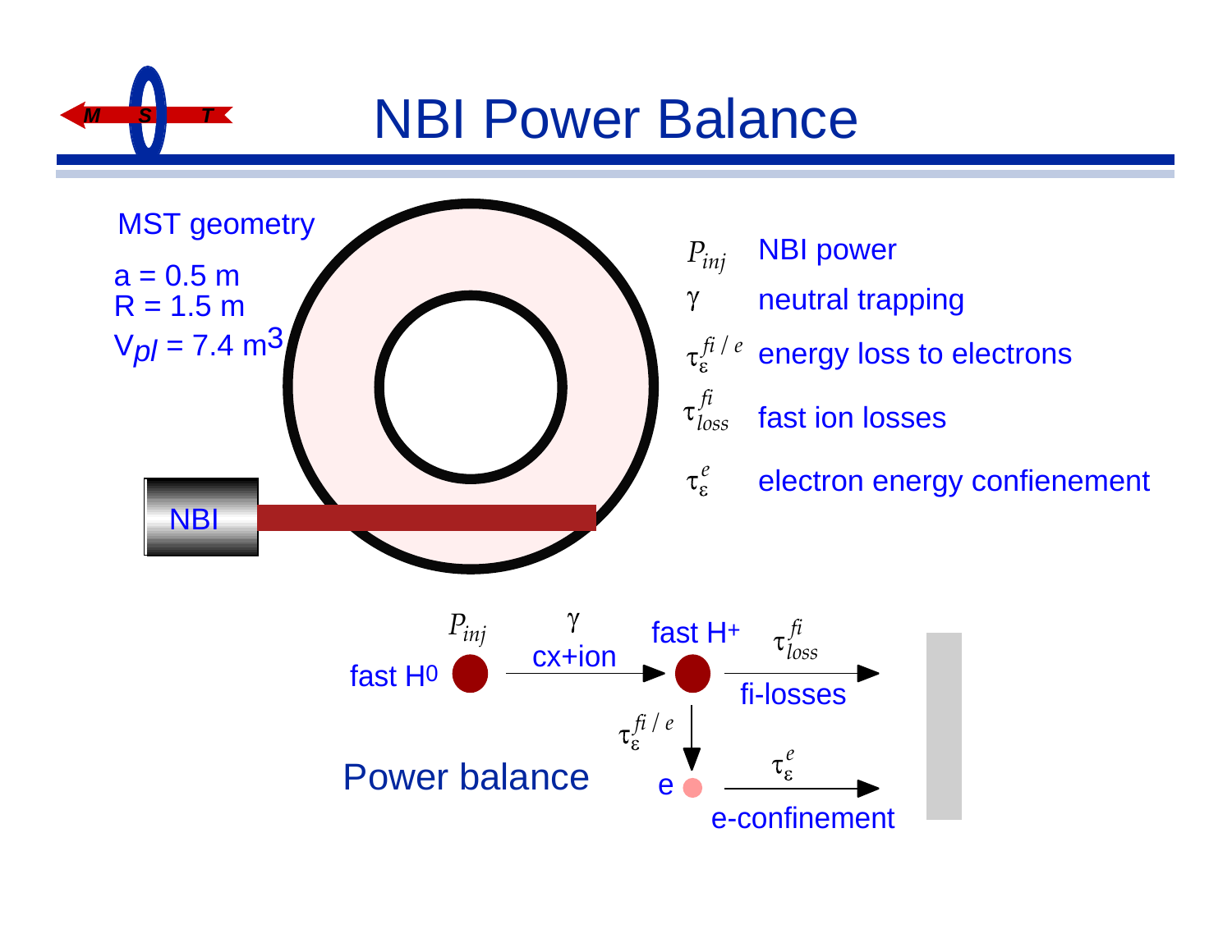# NBI Power Balance

MST geometry

a = 0.5 m
R = 1.5 m
$V_{pl}$ = 7.4 m$^3$

NBI

| | |
|---|---|
| $P_{inj}$ | NBI power |
| $\gamma$ | neutral trapping |
| $\tau_\varepsilon^{fi/e}$ | energy loss to electrons |
| $\tau_{loss}^{fi}$ | fast ion losses |
| $\tau_\varepsilon^{e}$ | electron energy confienement |

Power balance

fast H$^0$ ($P_{inj}$) → $\gamma$ cx+ion → fast H$^+$ → $\tau_{loss}^{fi}$ fi-losses

fast H$^+$ → $\tau_\varepsilon^{fi/e}$ → e → $\tau_\varepsilon^{e}$ e-confinement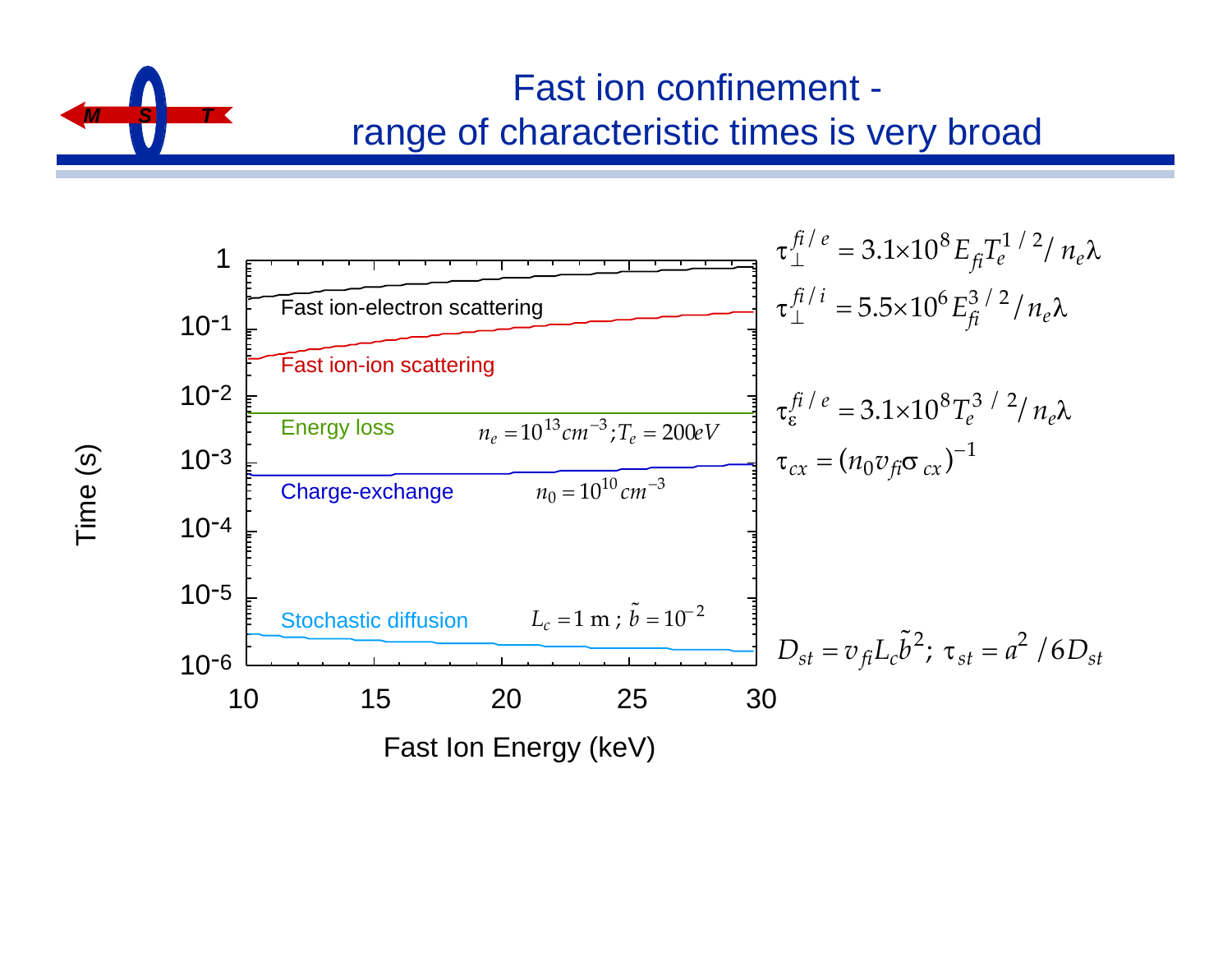# Fast ion confinement - range of characteristic times is very broad

$$\tau_{\perp}^{fi/e} = 3.1\times10^{8} E_{fi} T_e^{1/2} / n_e \lambda$$

$$\tau_{\perp}^{fi/i} = 5.5\times10^{6} E_{fi}^{3/2} / n_e \lambda$$

$$\tau_{\varepsilon}^{fi/e} = 3.1\times10^{8} T_e^{3/2} / n_e \lambda$$

$$\tau_{cx} = (n_0 v_{fi} \sigma_{cx})^{-1}$$

$$D_{st} = v_{fi} L_c \tilde{b}^2; \ \tau_{st} = a^2 / 6 D_{st}$$

Plot: Time (s) vs. Fast Ion Energy (keV), 10–30 keV, log scale $10^{-6}$ to 1.

- Fast ion-electron scattering
- Fast ion-ion scattering
- Energy loss ($n_e = 10^{13} cm^{-3}; T_e = 200 eV$)
- Charge-exchange ($n_0 = 10^{10} cm^{-3}$)
- Stochastic diffusion ($L_c = 1$ m; $\tilde{b} = 10^{-2}$)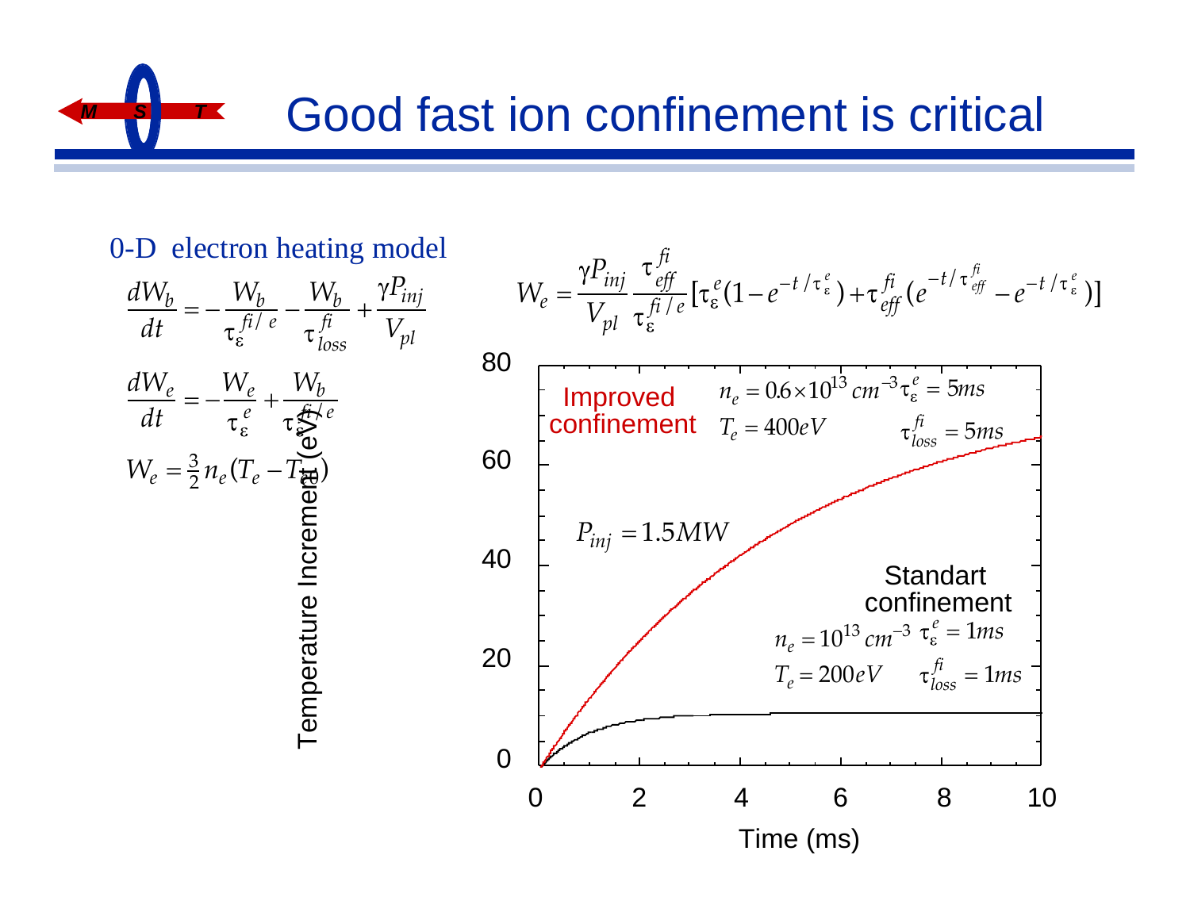# Good fast ion confinement is critical

0-D electron heating model

$$\frac{dW_b}{dt} = -\frac{W_b}{\tau_\varepsilon^{fi/e}} - \frac{W_b}{\tau_{loss}^{fi}} + \frac{\gamma P_{inj}}{V_{pl}}$$

$$\frac{dW_e}{dt} = -\frac{W_e}{\tau_\varepsilon^{e}} + \frac{W_b}{\tau_\varepsilon^{fi/e}}$$

$$W_e = \frac{3}{2} n_e (T_e - T_{e0})$$

$$W_e = \frac{\gamma P_{inj}}{V_{pl}} \frac{\tau_{eff}^{fi}}{\tau_\varepsilon^{fi/e}} [\tau_\varepsilon^e (1 - e^{-t/\tau_\varepsilon^e}) + \tau_{eff}^{fi} (e^{-t/\tau_{eff}^{fi}} - e^{-t/\tau_\varepsilon^e})]$$

Plot: Temperature Increment (eV) vs. Time (ms), $P_{inj} = 1.5MW$

- Improved confinement: $n_e = 0.6 \times 10^{13}\, cm^{-3}$, $\tau_\varepsilon^e = 5ms$, $T_e = 400eV$, $\tau_{loss}^{fi} = 5ms$
- Standart confinement: $n_e = 10^{13}\, cm^{-3}$, $\tau_\varepsilon^e = 1ms$, $T_e = 200eV$, $\tau_{loss}^{fi} = 1ms$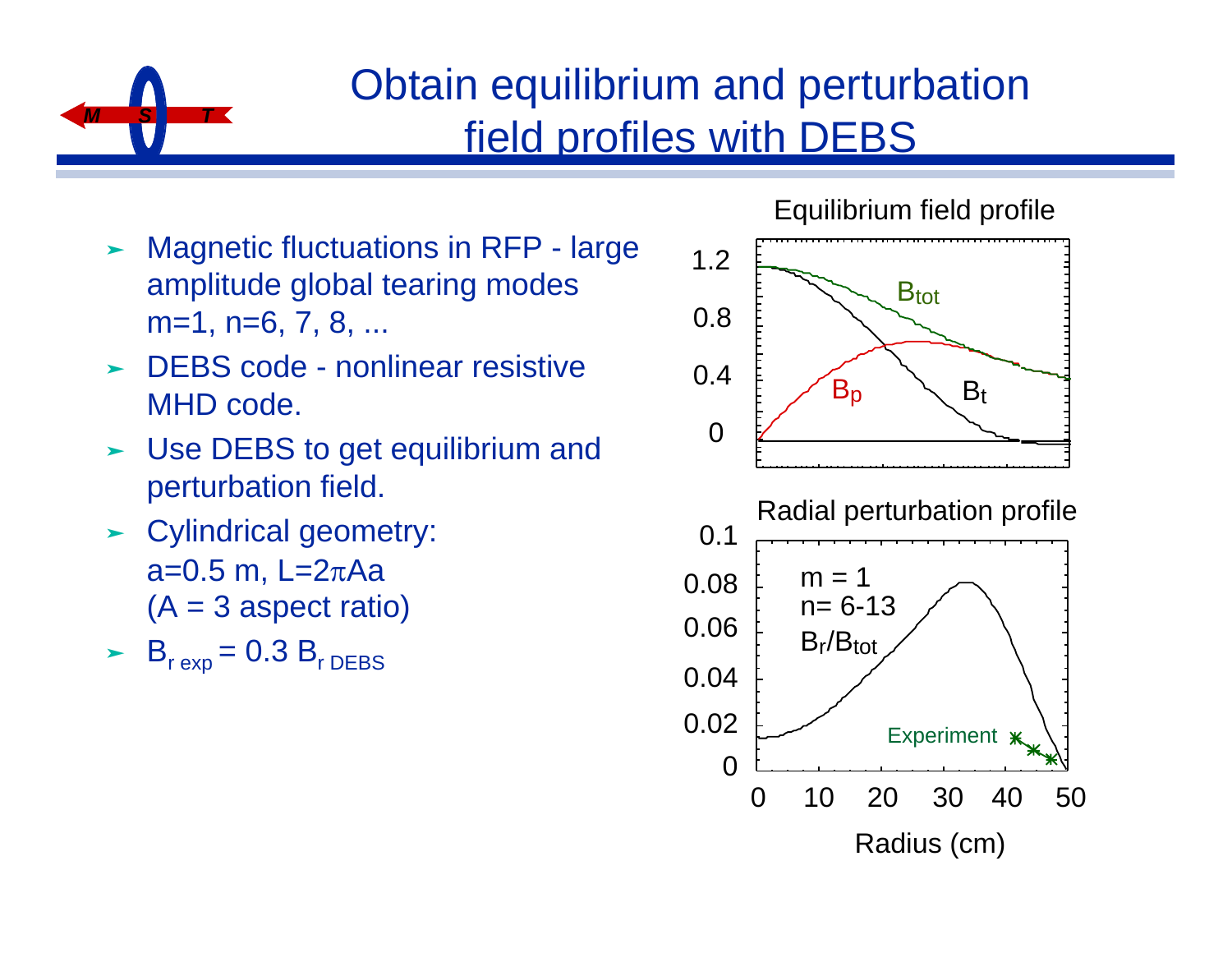# Obtain equilibrium and perturbation field profiles with DEBS

- Magnetic fluctuations in RFP - large amplitude global tearing modes m=1, n=6, 7, 8, ...
- DEBS code - nonlinear resistive MHD code.
- Use DEBS to get equilibrium and perturbation field.
- Cylindrical geometry: a=0.5 m, L=2$\pi$Aa (A = 3 aspect ratio)
- $B_{r\ exp} = 0.3\ B_{r\ DEBS}$

Equilibrium field profile

Radial perturbation profile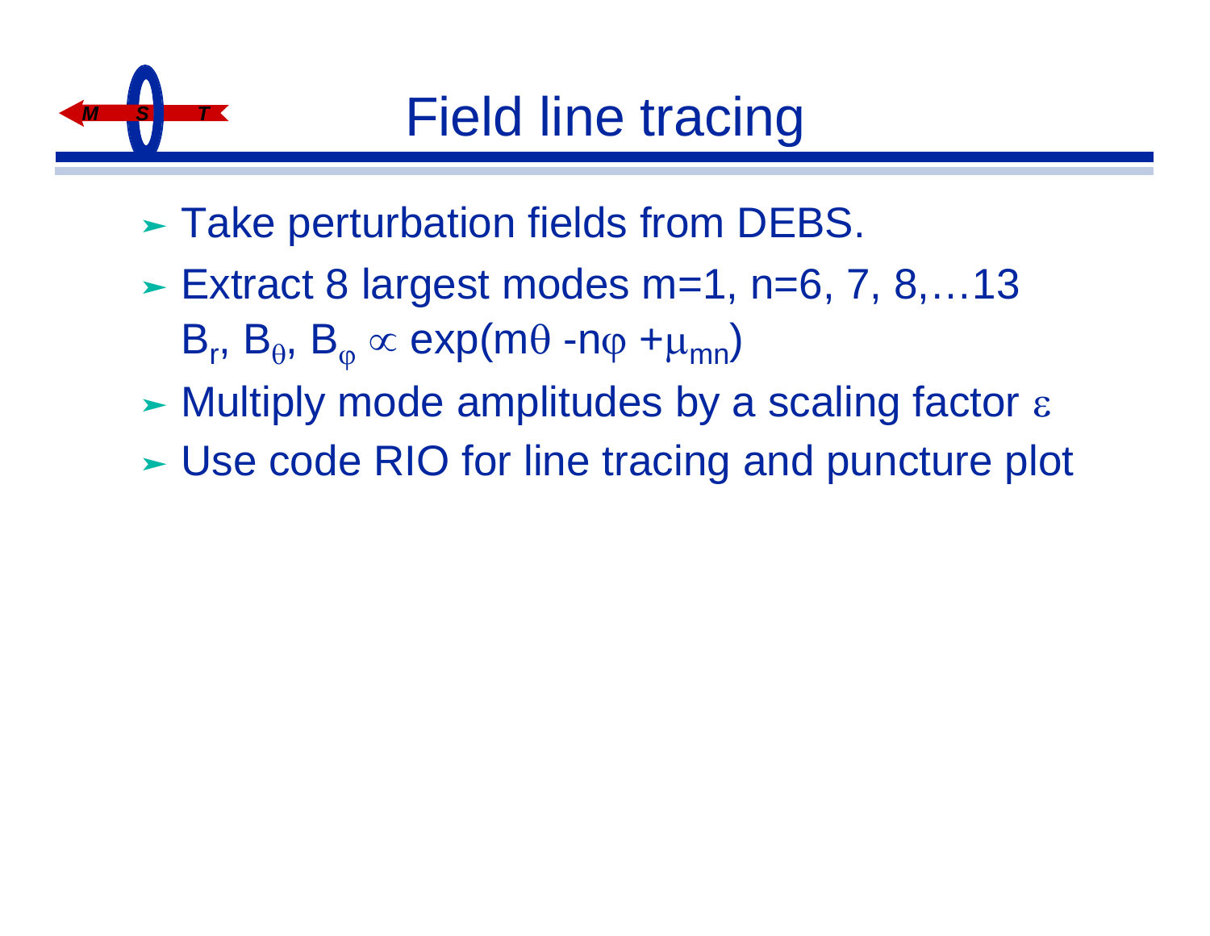# Field line tracing

- Take perturbation fields from DEBS.
- Extract 8 largest modes m=1, n=6, 7, 8,…13
  $B_r$, $B_\theta$, $B_\varphi \propto \exp(m\theta - n\varphi + \mu_{mn})$
- Multiply mode amplitudes by a scaling factor $\varepsilon$
- Use code RIO for line tracing and puncture plot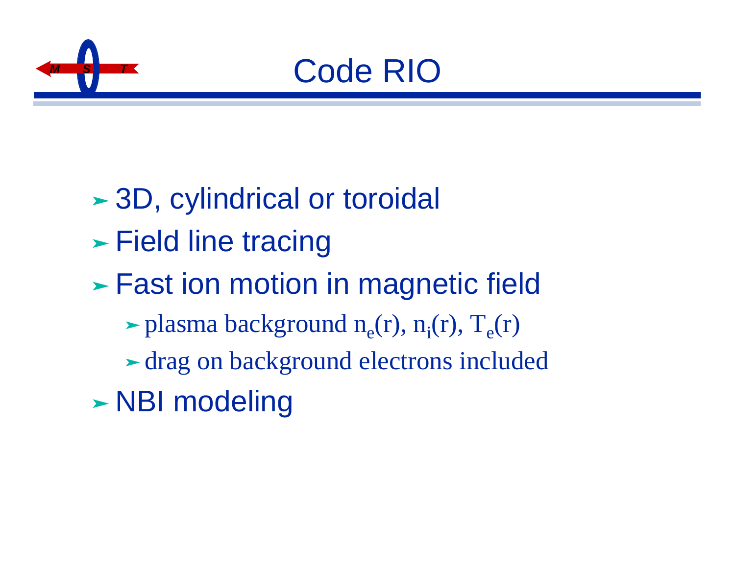# Code RIO

- 3D, cylindrical or toroidal
- Field line tracing
- Fast ion motion in magnetic field
  - plasma background $n_e(r)$, $n_i(r)$, $T_e(r)$
  - drag on background electrons included
- NBI modeling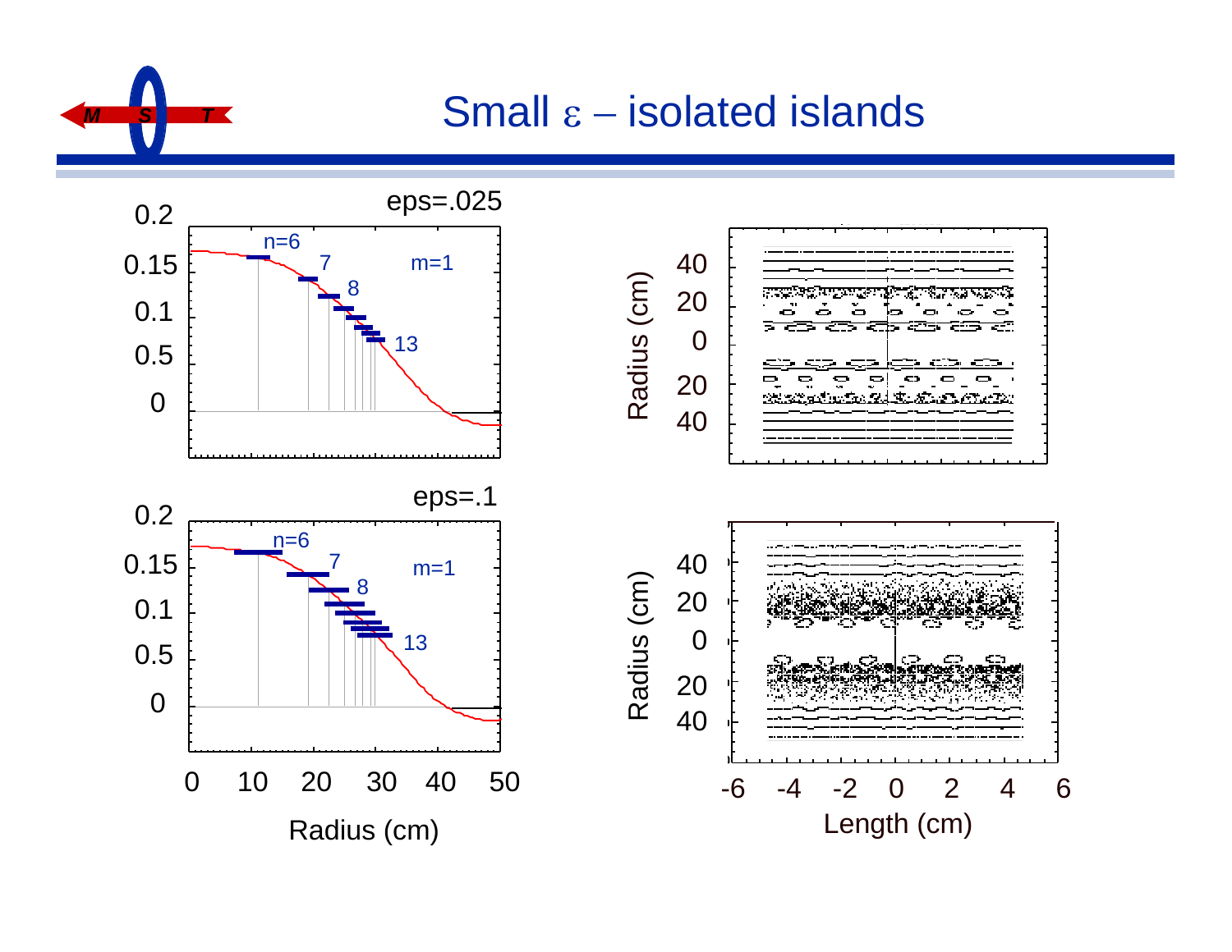# Small $\varepsilon$ – isolated islands

eps=.025

0.2
0.15
0.1
0.5
0

n=6 7 8 13 m=1

eps=.1

0.2
0.15
0.1
0.5
0

n=6 7 8 13 m=1

0 10 20 30 40 50

Radius (cm)

Radius (cm)

40
20
0
20
40

Radius (cm)

40
20
0
20
40

-6 -4 -2 0 2 4 6

Length (cm)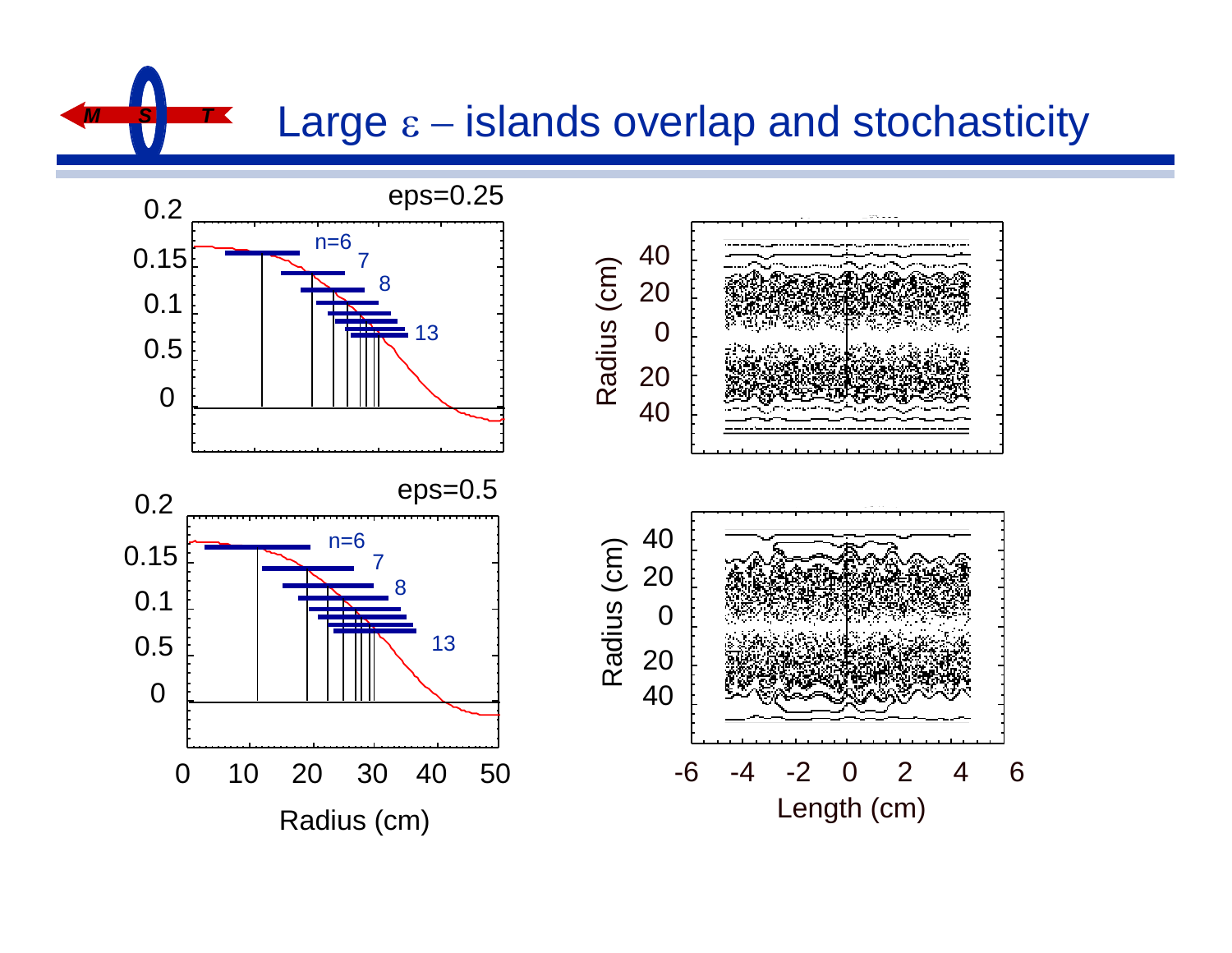# Large $\varepsilon$ – islands overlap and stochasticity

eps=0.25

n=6, 7, 8, 13

eps=0.5

n=6, 7, 8, 13

Radius (cm)

Radius (cm)

Length (cm)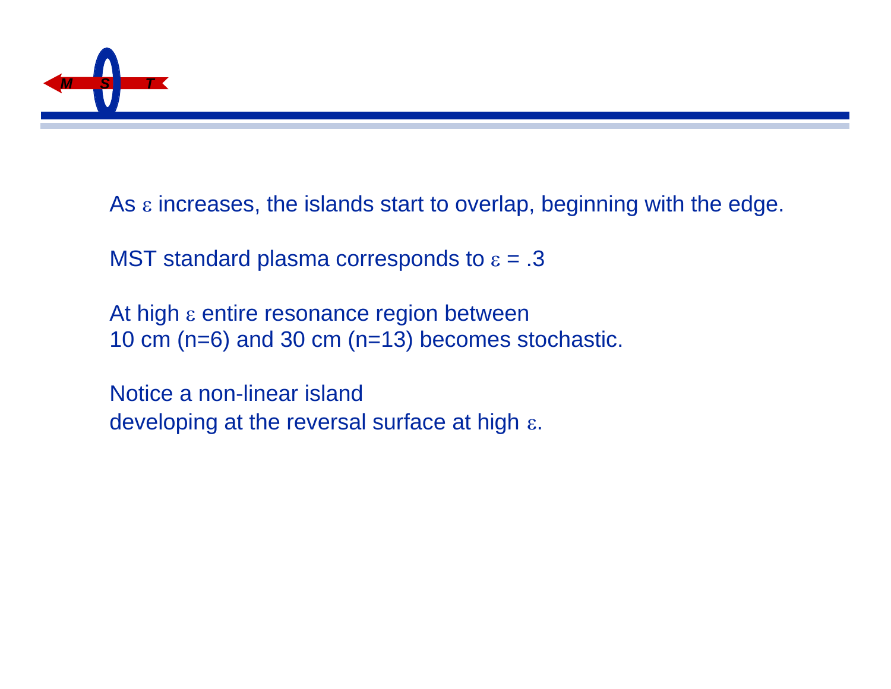As $\varepsilon$ increases, the islands start to overlap, beginning with the edge.

MST standard plasma corresponds to $\varepsilon = .3$

At high $\varepsilon$ entire resonance region between
10 cm (n=6) and 30 cm (n=13) becomes stochastic.

Notice a non-linear island
developing at the reversal surface at high $\varepsilon$.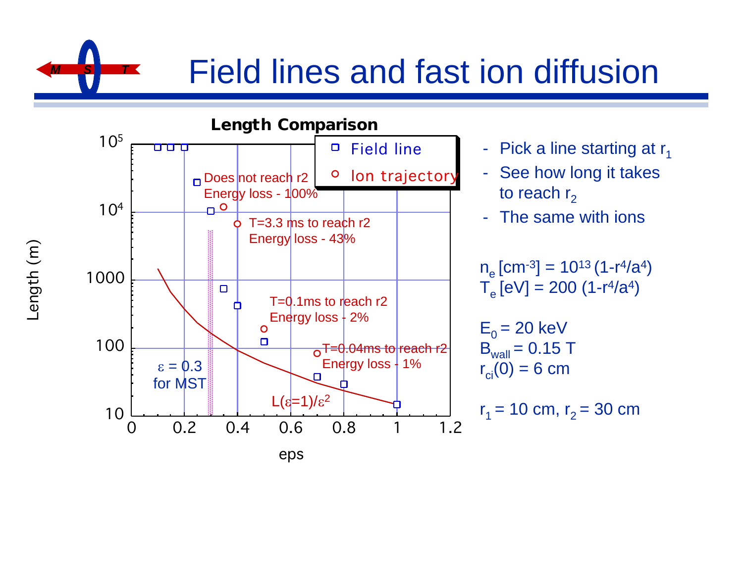# Field lines and fast ion diffusion

**Length Comparison**

| eps | Field line Length (m) | Ion trajectory Length (m) | Note |
|---|---|---|---|
| 0.1 | $\sim 9\times10^4$ | | |
| 0.15 | $\sim 9\times10^4$ | | |
| 0.2 | $\sim 9\times10^4$ | | |
| 0.25 | $\sim 2.7\times10^4$ | | Does not reach r2, Energy loss - 100% |
| 0.3 | $\sim 1.05\times10^4$ | | |
| 0.35 | $\sim 750$ | $\sim 1.2\times10^4$ | |
| 0.4 | $\sim 420$ | $\sim 6.8\times10^3$ | T=3.3 ms to reach r2, Energy loss - 43% |
| 0.5 | $\sim 125$ | $\sim 190$ | T=0.1ms to reach r2, Energy loss - 2% |
| 0.7 | $\sim 38$ | $\sim 85$ | T=0.04ms to reach r2, Energy loss - 1% |
| 0.8 | $\sim 30$ | | |
| 1 | $\sim 15$ | | |

Curve: $L(\varepsilon=1)/\varepsilon^2$

$\varepsilon = 0.3$ for MST

- Pick a line starting at $r_1$
- See how long it takes to reach $r_2$
- The same with ions

$n_e\,[cm^{-3}] = 10^{13}\,(1-r^4/a^4)$
$T_e\,[eV] = 200\,(1-r^4/a^4)$

$E_0 = 20$ keV
$B_{wall} = 0.15$ T
$r_{ci}(0) = 6$ cm

$r_1 = 10$ cm, $r_2 = 30$ cm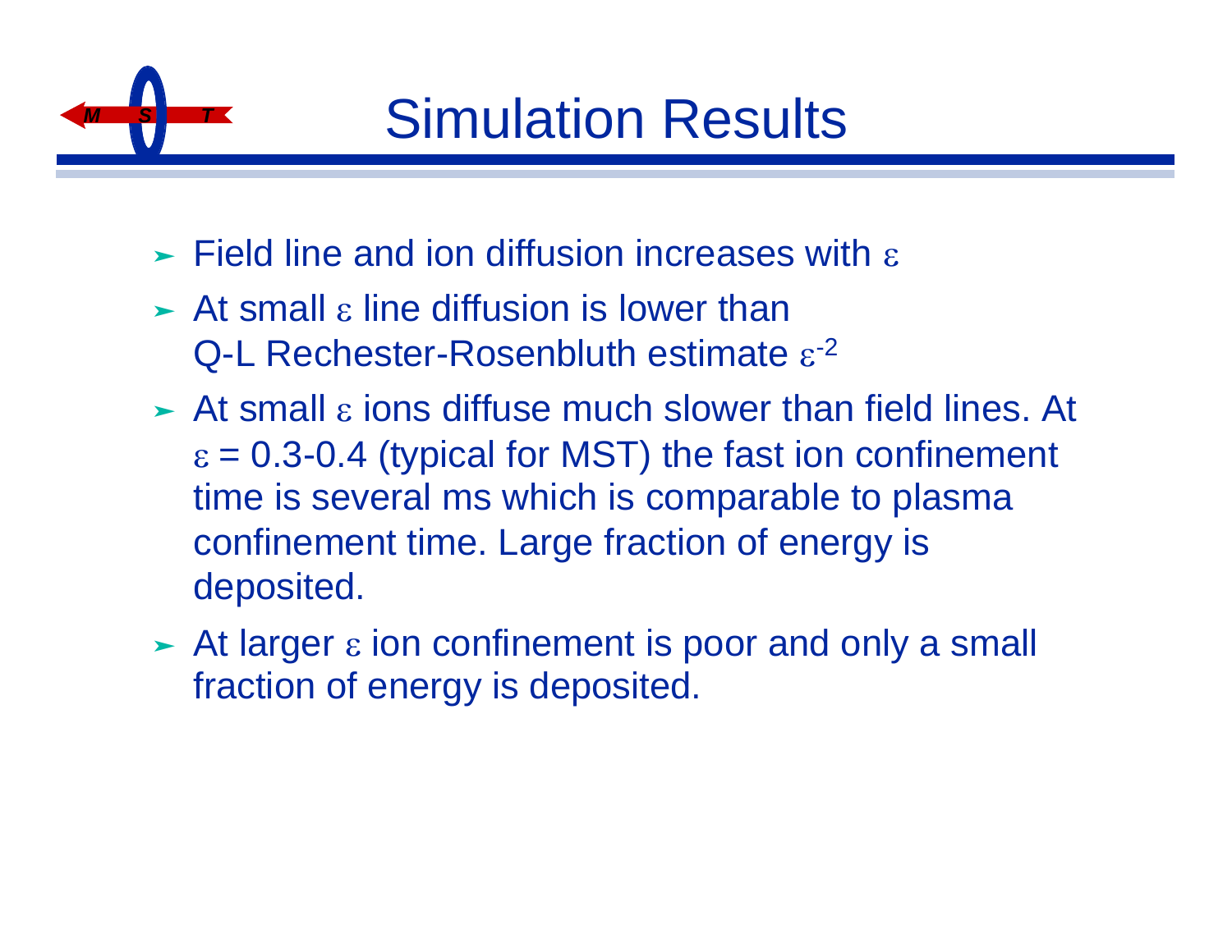# Simulation Results

- Field line and ion diffusion increases with $\varepsilon$
- At small $\varepsilon$ line diffusion is lower than Q-L Rechester-Rosenbluth estimate $\varepsilon^{-2}$
- At small $\varepsilon$ ions diffuse much slower than field lines. At $\varepsilon$ = 0.3-0.4 (typical for MST) the fast ion confinement time is several ms which is comparable to plasma confinement time. Large fraction of energy is deposited.
- At larger $\varepsilon$ ion confinement is poor and only a small fraction of energy is deposited.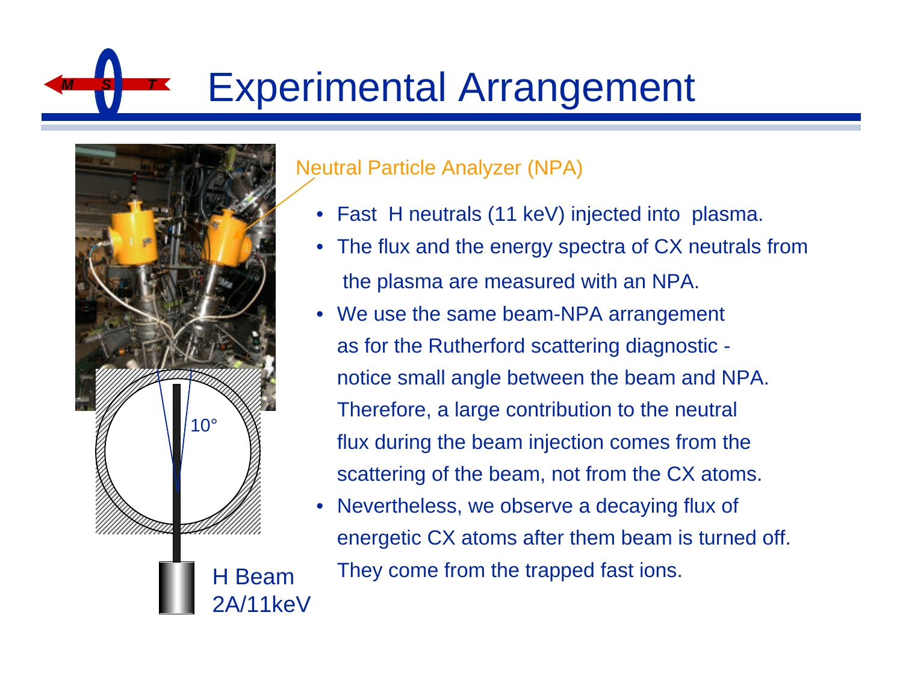# Experimental Arrangement

Neutral Particle Analyzer (NPA)

10°

H Beam
2A/11keV

- Fast H neutrals (11 keV) injected into plasma.
- The flux and the energy spectra of CX neutrals from the plasma are measured with an NPA.
- We use the same beam-NPA arrangement as for the Rutherford scattering diagnostic - notice small angle between the beam and NPA. Therefore, a large contribution to the neutral flux during the beam injection comes from the scattering of the beam, not from the CX atoms.
- Nevertheless, we observe a decaying flux of energetic CX atoms after them beam is turned off. They come from the trapped fast ions.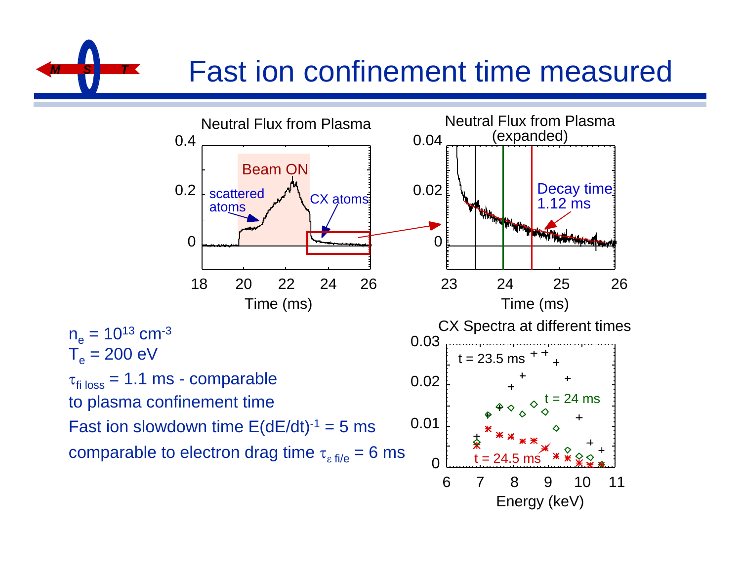# Fast ion confinement time measured

Neutral Flux from Plasma

Neutral Flux from Plasma (expanded)

CX Spectra at different times

$n_e = 10^{13}$ cm$^{-3}$

$T_e$ = 200 eV

$\tau_{fi\ loss}$ = 1.1 ms - comparable to plasma confinement time

Fast ion slowdown time $E(dE/dt)^{-1}$ = 5 ms

comparable to electron drag time $\tau_{\varepsilon\ fi/e}$ = 6 ms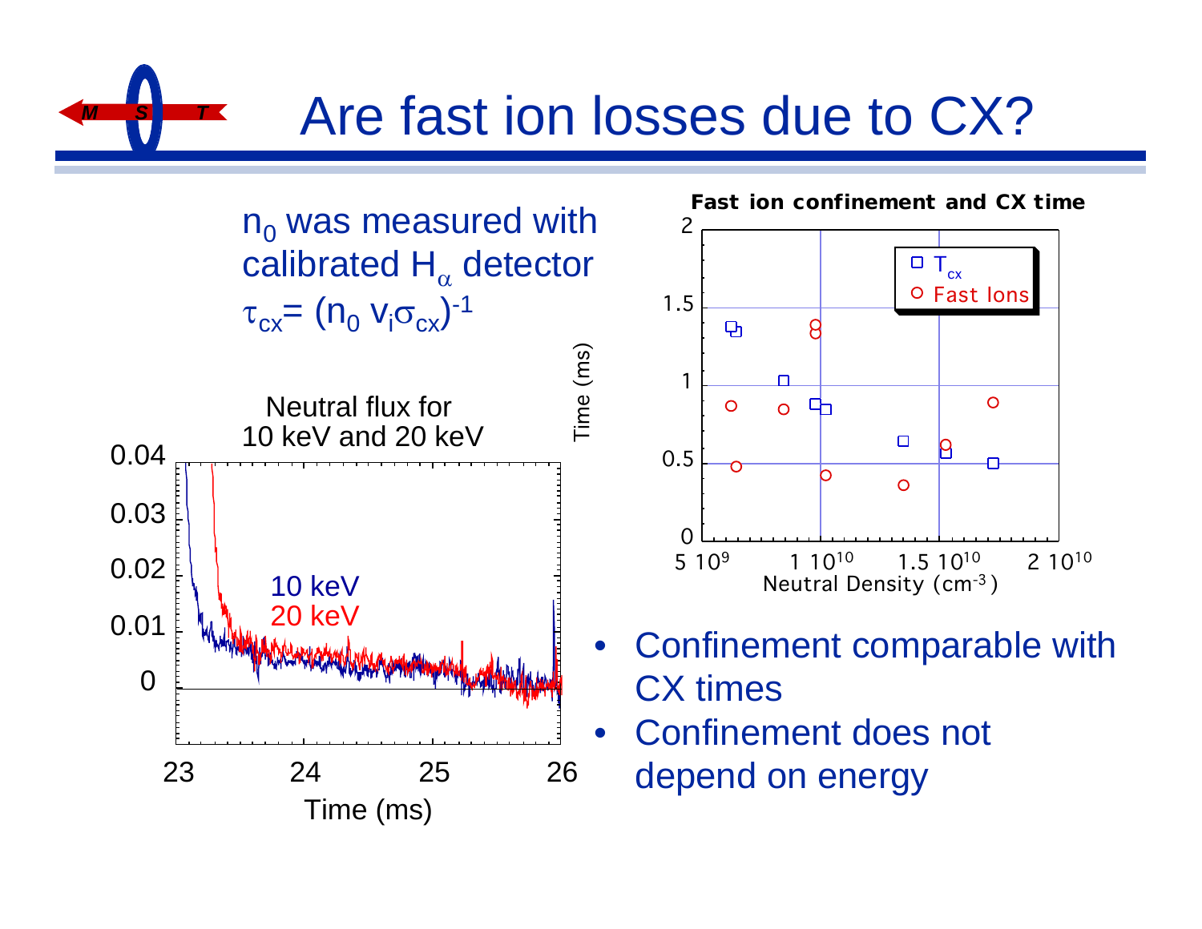# Are fast ion losses due to CX?

$n_0$ was measured with calibrated $H_\alpha$ detector

$\tau_{cx} = (n_0 v_i \sigma_{cx})^{-1}$

Neutral flux for 10 keV and 20 keV

**Fast ion confinement and CX time**

- Confinement comparable with CX times
- Confinement does not depend on energy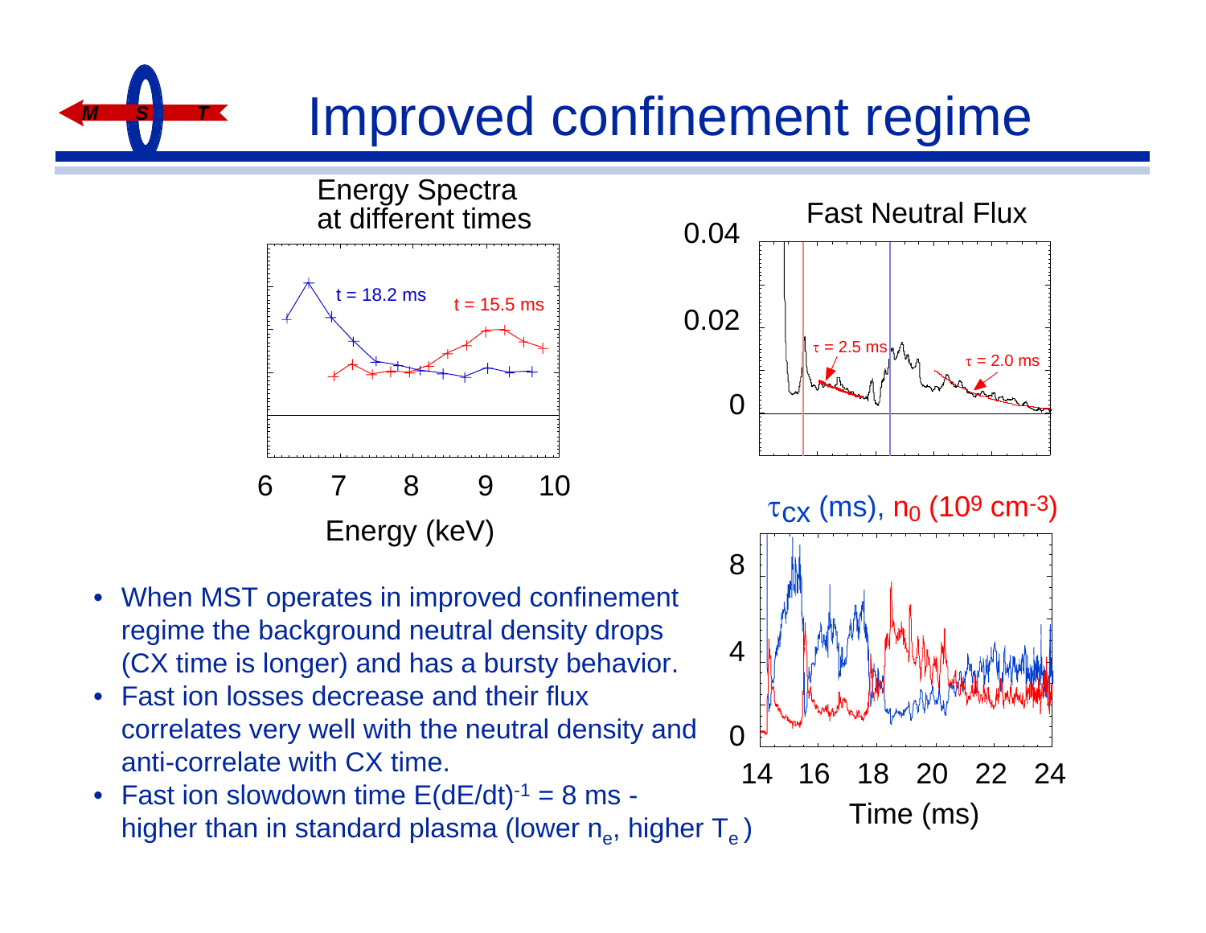# Improved confinement regime

Energy Spectra at different times

t = 18.2 ms

t = 15.5 ms

6 7 8 9 10

Energy (keV)

Fast Neutral Flux

0.04

0.02

0

$\tau$ = 2.5 ms

$\tau$ = 2.0 ms

$\tau_{CX}$ (ms), $n_0$ ($10^9$ $cm^{-3}$)

8

4

0

14 16 18 20 22 24

Time (ms)

- When MST operates in improved confinement regime the background neutral density drops (CX time is longer) and has a bursty behavior.
- Fast ion losses decrease and their flux correlates very well with the neutral density and anti-correlate with CX time.
- Fast ion slowdown time $E(dE/dt)^{-1}$ = 8 ms - higher than in standard plasma (lower $n_e$, higher $T_e$ )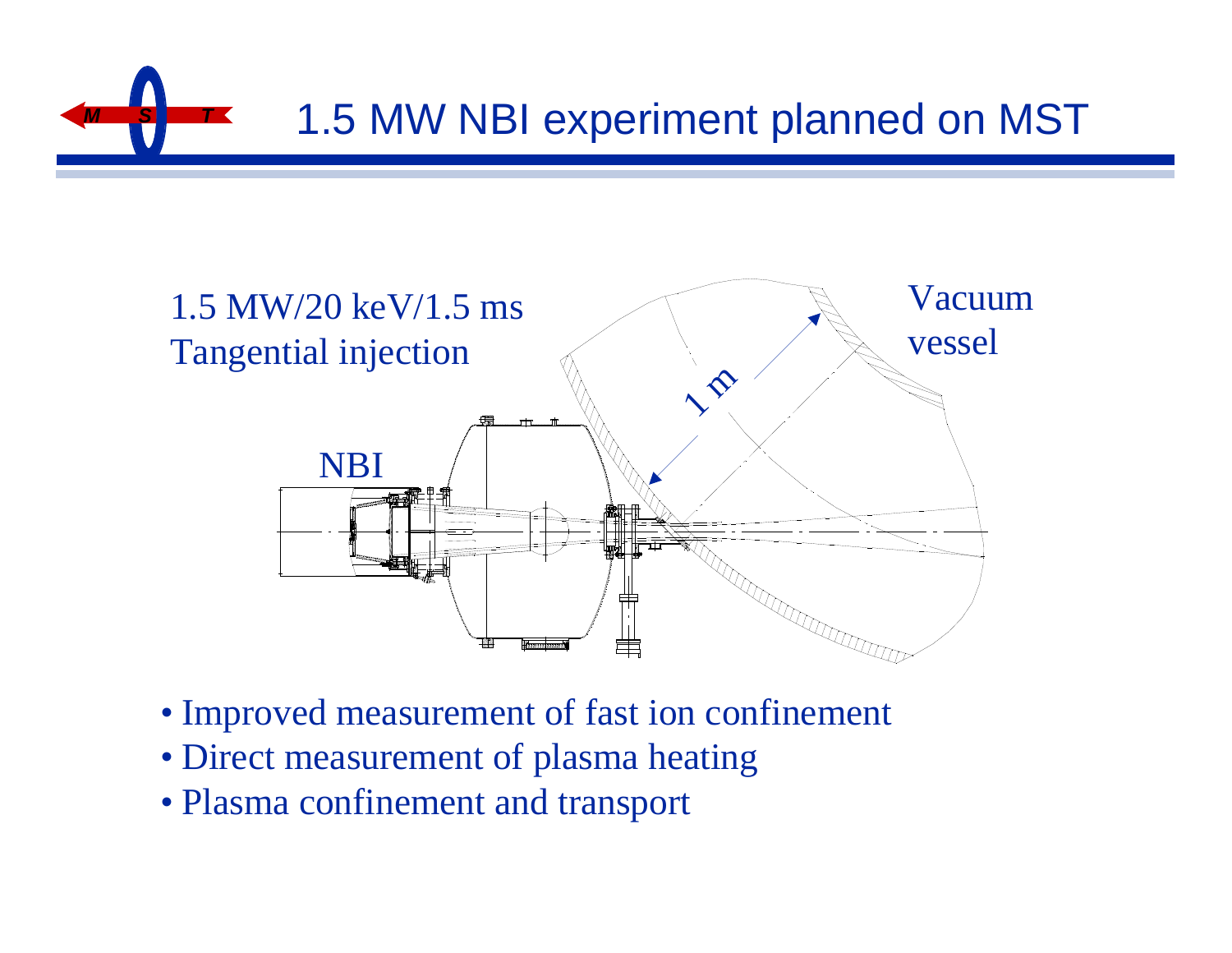# 1.5 MW NBI experiment planned on MST

1.5 MW/20 keV/1.5 ms
Tangential injection

NBI

1 m

Vacuum vessel

- Improved measurement of fast ion confinement
- Direct measurement of plasma heating
- Plasma confinement and transport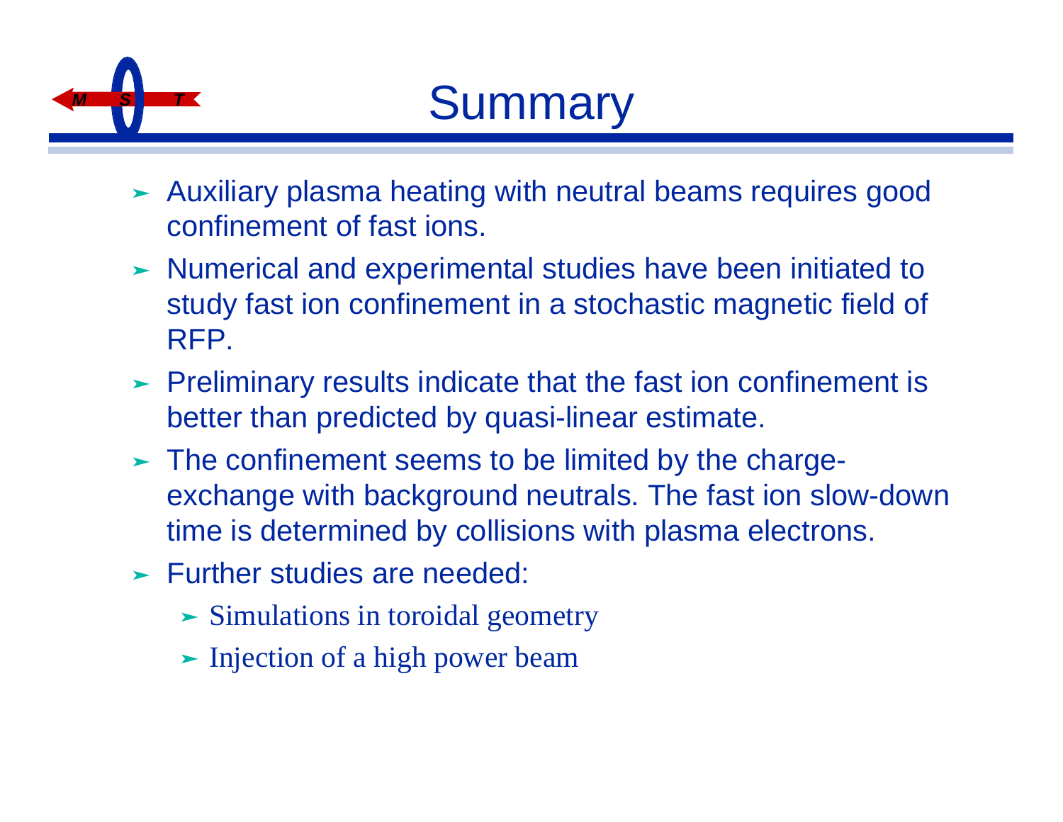# Summary

- Auxiliary plasma heating with neutral beams requires good confinement of fast ions.
- Numerical and experimental studies have been initiated to study fast ion confinement in a stochastic magnetic field of RFP.
- Preliminary results indicate that the fast ion confinement is better than predicted by quasi-linear estimate.
- The confinement seems to be limited by the charge-exchange with background neutrals. The fast ion slow-down time is determined by collisions with plasma electrons.
- Further studies are needed:
  - Simulations in toroidal geometry
  - Injection of a high power beam